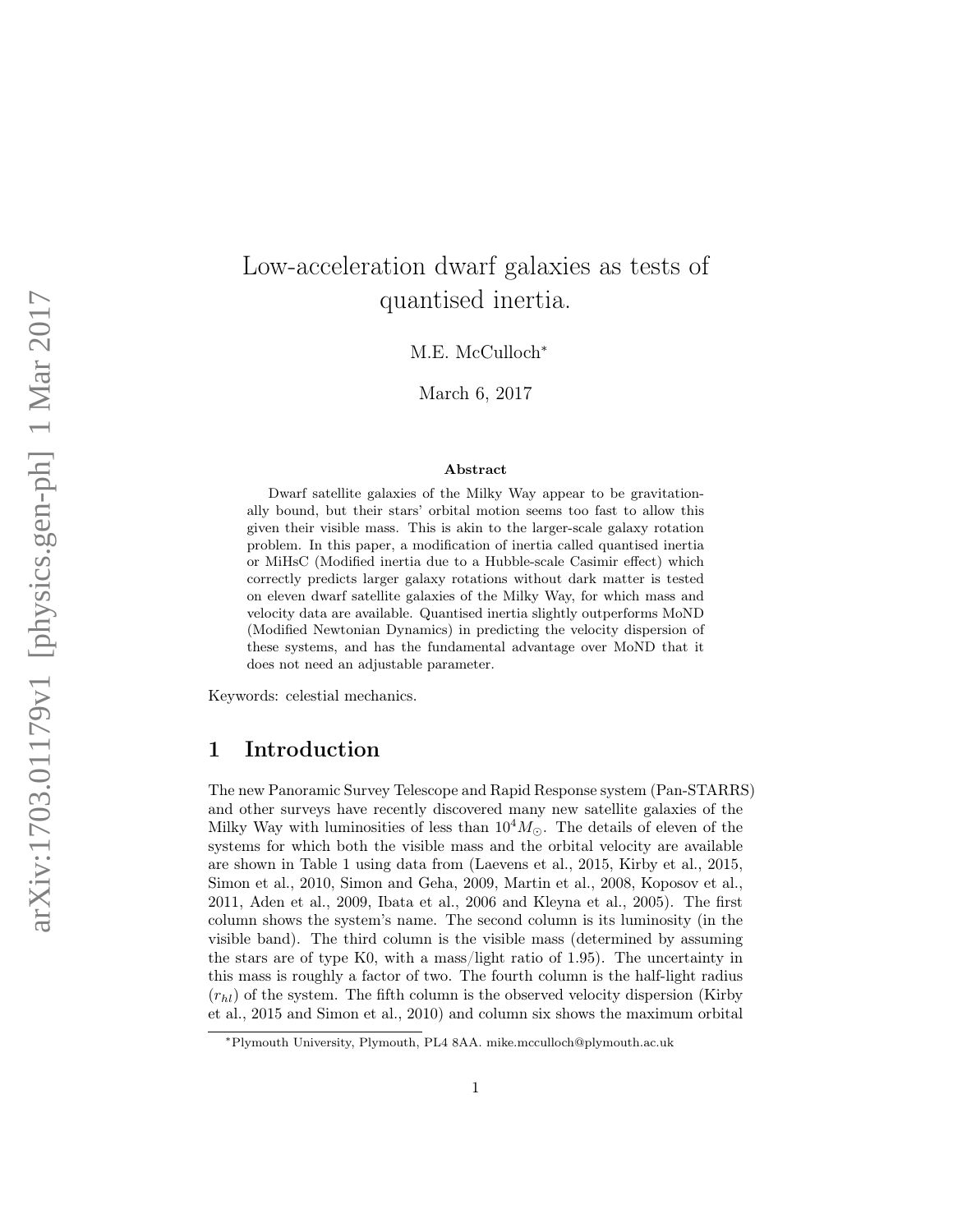# Low-acceleration dwarf galaxies as tests of quantised inertia.

M.E. McCulloch*

March 6, 2017

### Abstract

Dwarf satellite galaxies of the Milky Way appear to be gravitationally bound, but their stars' orbital motion seems too fast to allow this given their visible mass. This is akin to the larger-scale galaxy rotation problem. In this paper, a modification of inertia called quantised inertia or MiHsC (Modified inertia due to a Hubble-scale Casimir effect) which correctly predicts larger galaxy rotations without dark matter is tested on eleven dwarf satellite galaxies of the Milky Way, for which mass and velocity data are available. Quantised inertia slightly outperforms MoND (Modified Newtonian Dynamics) in predicting the velocity dispersion of these systems, and has the fundamental advantage over MoND that it does not need an adjustable parameter.

Keywords: celestial mechanics.

## 1 Introduction

The new Panoramic Survey Telescope and Rapid Response system (Pan-STARRS) and other surveys have recently discovered many new satellite galaxies of the Milky Way with luminosities of less than $10^4 M_{\odot}$. The details of eleven of the systems for which both the visible mass and the orbital velocity are available are shown in Table 1 using data from (Laevens et al., 2015, Kirby et al., 2015, Simon et al., 2010, Simon and Geha, 2009, Martin et al., 2008, Koposov et al., 2011, Aden et al., 2009, Ibata et al., 2006 and Kleyna et al., 2005). The first column shows the system's name. The second column is its luminosity (in the visible band). The third column is the visible mass (determined by assuming the stars are of type K0, with a mass/light ratio of 1.95). The uncertainty in this mass is roughly a factor of two. The fourth column is the half-light radius ($r_{hl}$) of the system. The fifth column is the observed velocity dispersion (Kirby et al., 2015 and Simon et al., 2010) and column six shows the maximum orbital

*Plymouth University, Plymouth, PL4 8AA. mike.mcculloch@plymouth.ac.uk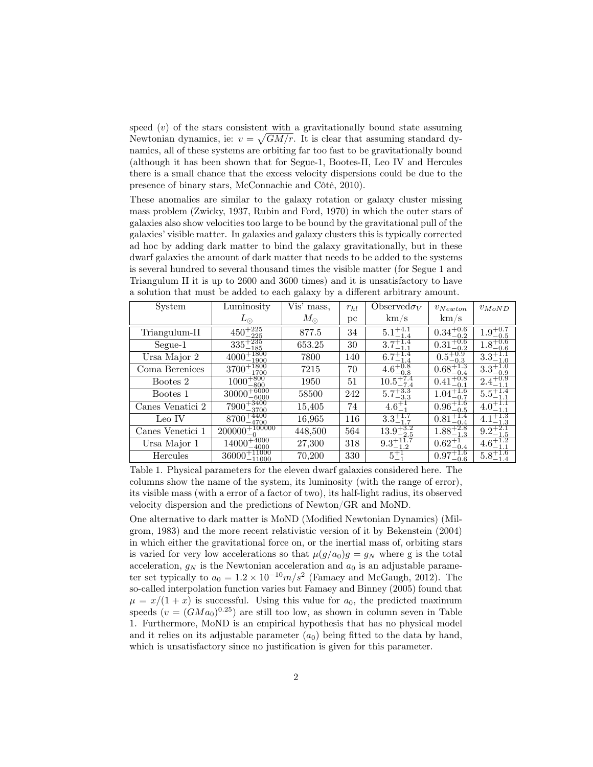speed ($v$) of the stars consistent with a gravitationally bound state assuming Newtonian dynamics, ie: $v = \sqrt{GM/r}$. It is clear that assuming standard dynamics, all of these systems are orbiting far too fast to be gravitationally bound (although it has been shown that for Segue-1, Bootes-II, Leo IV and Hercules there is a small chance that the excess velocity dispersions could be due to the presence of binary stars, McConnachie and Côté, 2010).

These anomalies are similar to the galaxy rotation or galaxy cluster missing mass problem (Zwicky, 1937, Rubin and Ford, 1970) in which the outer stars of galaxies also show velocities too large to be bound by the gravitational pull of the galaxies' visible matter. In galaxies and galaxy clusters this is typically corrected ad hoc by adding dark matter to bind the galaxy gravitationally, but in these dwarf galaxies the amount of dark matter that needs to be added to the systems is several hundred to several thousand times the visible matter (for Segue 1 and Triangulum II it is up to 2600 and 3600 times) and it is unsatisfactory to have a solution that must be added to each galaxy by a different arbitrary amount.

| System | Luminosity $L_\odot$ | Vis' mass, $M_\odot$ | $r_{hl}$ pc | Observed$\sigma_V$ km/s | $v_{Newton}$ km/s | $v_{MoND}$ |
|---|---|---|---|---|---|---|
| Triangulum-II | $450^{+225}_{-225}$ | 877.5 | 34 | $5.1^{+4.1}_{-1.4}$ | $0.34^{+0.6}_{-0.2}$ | $1.9^{+0.7}_{-0.5}$ |
| Segue-1 | $335^{+235}_{-185}$ | 653.25 | 30 | $3.7^{+1.4}_{-1.1}$ | $0.31^{+0.6}_{-0.2}$ | $1.8^{+0.6}_{-0.6}$ |
| Ursa Major 2 | $4000^{+1800}_{-1900}$ | 7800 | 140 | $6.7^{+1.4}_{-1.4}$ | $0.5^{+0.9}_{-0.3}$ | $3.3^{+1.1}_{-1.0}$ |
| Coma Berenices | $3700^{+1800}_{-1700}$ | 7215 | 70 | $4.6^{+0.8}_{-0.8}$ | $0.68^{+1.3}_{-0.4}$ | $3.3^{+1.0}_{-0.9}$ |
| Bootes 2 | $1000^{+800}_{-800}$ | 1950 | 51 | $10.5^{+7.4}_{-7.4}$ | $0.41^{+0.8}_{-0.1}$ | $2.4^{+0.9}_{-1.1}$ |
| Bootes 1 | $30000^{+6000}_{-6000}$ | 58500 | 242 | $5.7^{+3.3}_{-3.3}$ | $1.04^{+1.6}_{-0.7}$ | $5.5^{+1.4}_{-1.1}$ |
| Canes Venatici 2 | $7900^{+3400}_{-3700}$ | 15,405 | 74 | $4.6^{+1}_{-1}$ | $0.96^{+1.6}_{-0.5}$ | $4.0^{+1.1}_{-1.1}$ |
| Leo IV | $8700^{+4400}_{-4700}$ | 16,965 | 116 | $3.3^{+1.7}_{-1.7}$ | $0.81^{+1.4}_{-0.4}$ | $4.1^{+1.3}_{-1.3}$ |
| Canes Venetici 1 | $200000^{+100000}_{-0}$ | 448,500 | 564 | $13.9^{+3.2}_{-2.5}$ | $1.88^{+2.8}_{-1.3}$ | $9.2^{+2.1}_{-1.5}$ |
| Ursa Major 1 | $14000^{+4000}_{-4000}$ | 27,300 | 318 | $9.3^{+11.7}_{-1.2}$ | $0.62^{+1}_{-0.4}$ | $4.6^{+1.2}_{-1.1}$ |
| Hercules | $36000^{+11000}_{-11000}$ | 70,200 | 330 | $5^{+1}_{-1}$ | $0.97^{+1.6}_{-0.6}$ | $5.8^{+1.6}_{-1.4}$ |

Table 1. Physical parameters for the eleven dwarf galaxies considered here. The columns show the name of the system, its luminosity (with the range of error), its visible mass (with a error of a factor of two), its half-light radius, its observed velocity dispersion and the predictions of Newton/GR and MoND.

One alternative to dark matter is MoND (Modified Newtonian Dynamics) (Milgrom, 1983) and the more recent relativistic version of it by Bekenstein (2004) in which either the gravitational force on, or the inertial mass of, orbiting stars is varied for very low accelerations so that $\mu(g/a_0)g = g_N$ where g is the total acceleration, $g_N$ is the Newtonian acceleration and $a_0$ is an adjustable parameter set typically to $a_0 = 1.2 \times 10^{-10} m/s^2$ (Famaey and McGaugh, 2012). The so-called interpolation function varies but Famaey and Binney (2005) found that $\mu = x/(1 + x)$ is successful. Using this value for $a_0$, the predicted maximum speeds ($v = (GMa_0)^{0.25}$) are still too low, as shown in column seven in Table 1. Furthermore, MoND is an empirical hypothesis that has no physical model and it relies on its adjustable parameter ($a_0$) being fitted to the data by hand, which is unsatisfactory since no justification is given for this parameter.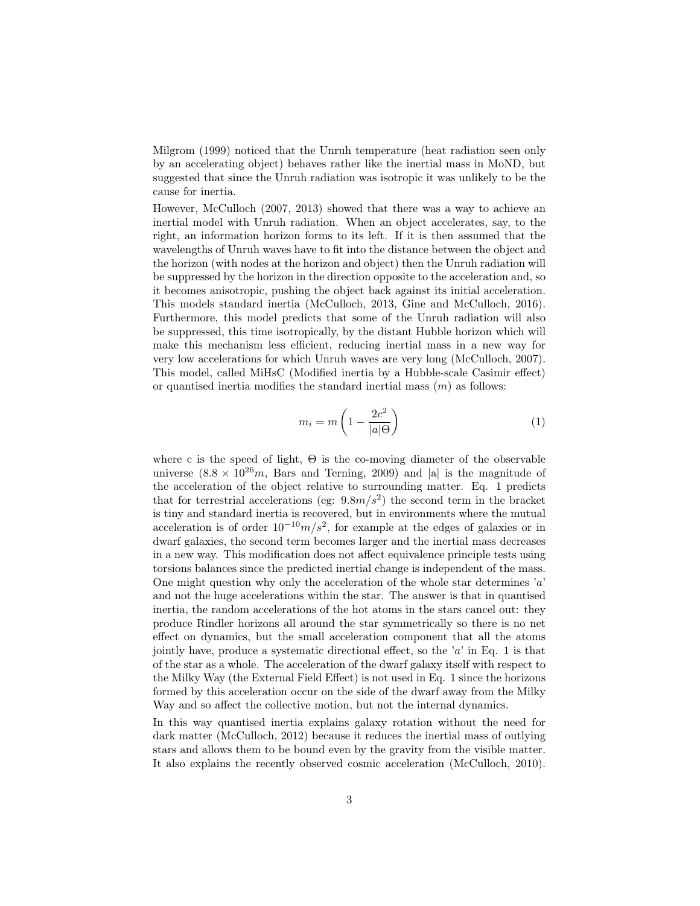Milgrom (1999) noticed that the Unruh temperature (heat radiation seen only by an accelerating object) behaves rather like the inertial mass in MoND, but suggested that since the Unruh radiation was isotropic it was unlikely to be the cause for inertia.

However, McCulloch (2007, 2013) showed that there was a way to achieve an inertial model with Unruh radiation. When an object accelerates, say, to the right, an information horizon forms to its left. If it is then assumed that the wavelengths of Unruh waves have to fit into the distance between the object and the horizon (with nodes at the horizon and object) then the Unruh radiation will be suppressed by the horizon in the direction opposite to the acceleration and, so it becomes anisotropic, pushing the object back against its initial acceleration. This models standard inertia (McCulloch, 2013, Gine and McCulloch, 2016). Furthermore, this model predicts that some of the Unruh radiation will also be suppressed, this time isotropically, by the distant Hubble horizon which will make this mechanism less efficient, reducing inertial mass in a new way for very low accelerations for which Unruh waves are very long (McCulloch, 2007). This model, called MiHsC (Modified inertia by a Hubble-scale Casimir effect) or quantised inertia modifies the standard inertial mass ($m$) as follows:

$$m_i = m\left(1 - \frac{2c^2}{|a|\Theta}\right) \tag{1}$$

where c is the speed of light, $\Theta$ is the co-moving diameter of the observable universe ($8.8 \times 10^{26}m$, Bars and Terning, 2009) and |a| is the magnitude of the acceleration of the object relative to surrounding matter. Eq. 1 predicts that for terrestrial accelerations (eg: $9.8m/s^2$) the second term in the bracket is tiny and standard inertia is recovered, but in environments where the mutual acceleration is of order $10^{-10}m/s^2$, for example at the edges of galaxies or in dwarf galaxies, the second term becomes larger and the inertial mass decreases in a new way. This modification does not affect equivalence principle tests using torsions balances since the predicted inertial change is independent of the mass. One might question why only the acceleration of the whole star determines '$a$' and not the huge accelerations within the star. The answer is that in quantised inertia, the random accelerations of the hot atoms in the stars cancel out: they produce Rindler horizons all around the star symmetrically so there is no net effect on dynamics, but the small acceleration component that all the atoms jointly have, produce a systematic directional effect, so the '$a$' in Eq. 1 is that of the star as a whole. The acceleration of the dwarf galaxy itself with respect to the Milky Way (the External Field Effect) is not used in Eq. 1 since the horizons formed by this acceleration occur on the side of the dwarf away from the Milky Way and so affect the collective motion, but not the internal dynamics.

In this way quantised inertia explains galaxy rotation without the need for dark matter (McCulloch, 2012) because it reduces the inertial mass of outlying stars and allows them to be bound even by the gravity from the visible matter. It also explains the recently observed cosmic acceleration (McCulloch, 2010).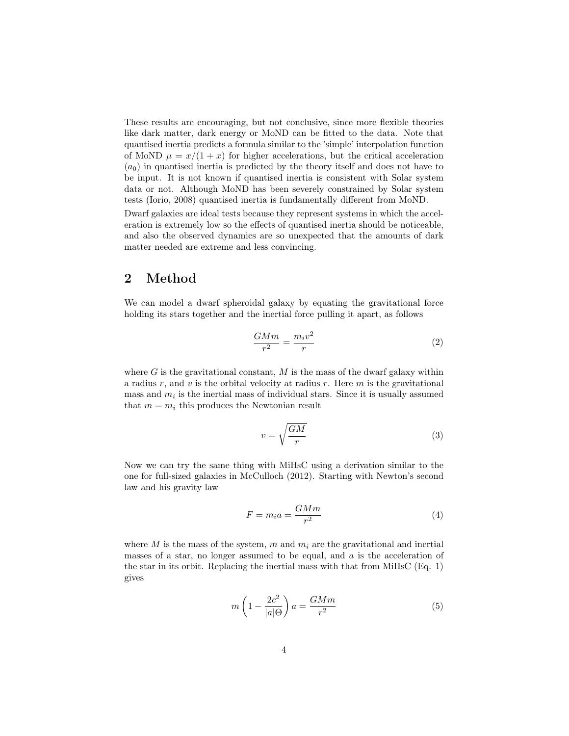These results are encouraging, but not conclusive, since more flexible theories like dark matter, dark energy or MoND can be fitted to the data. Note that quantised inertia predicts a formula similar to the 'simple' interpolation function of MoND $\mu = x/(1+x)$ for higher accelerations, but the critical acceleration ($a_0$) in quantised inertia is predicted by the theory itself and does not have to be input. It is not known if quantised inertia is consistent with Solar system data or not. Although MoND has been severely constrained by Solar system tests (Iorio, 2008) quantised inertia is fundamentally different from MoND.

Dwarf galaxies are ideal tests because they represent systems in which the acceleration is extremely low so the effects of quantised inertia should be noticeable, and also the observed dynamics are so unexpected that the amounts of dark matter needed are extreme and less convincing.

## 2 Method

We can model a dwarf spheroidal galaxy by equating the gravitational force holding its stars together and the inertial force pulling it apart, as follows

$$\frac{GMm}{r^2} = \frac{m_i v^2}{r} \tag{2}$$

where $G$ is the gravitational constant, $M$ is the mass of the dwarf galaxy within a radius $r$, and $v$ is the orbital velocity at radius $r$. Here $m$ is the gravitational mass and $m_i$ is the inertial mass of individual stars. Since it is usually assumed that $m = m_i$ this produces the Newtonian result

$$v = \sqrt{\frac{GM}{r}} \tag{3}$$

Now we can try the same thing with MiHsC using a derivation similar to the one for full-sized galaxies in McCulloch (2012). Starting with Newton's second law and his gravity law

$$F = m_i a = \frac{GMm}{r^2} \tag{4}$$

where $M$ is the mass of the system, $m$ and $m_i$ are the gravitational and inertial masses of a star, no longer assumed to be equal, and $a$ is the acceleration of the star in its orbit. Replacing the inertial mass with that from MiHsC (Eq. 1) gives

$$m\left(1 - \frac{2c^2}{|a|\Theta}\right)a = \frac{GMm}{r^2} \tag{5}$$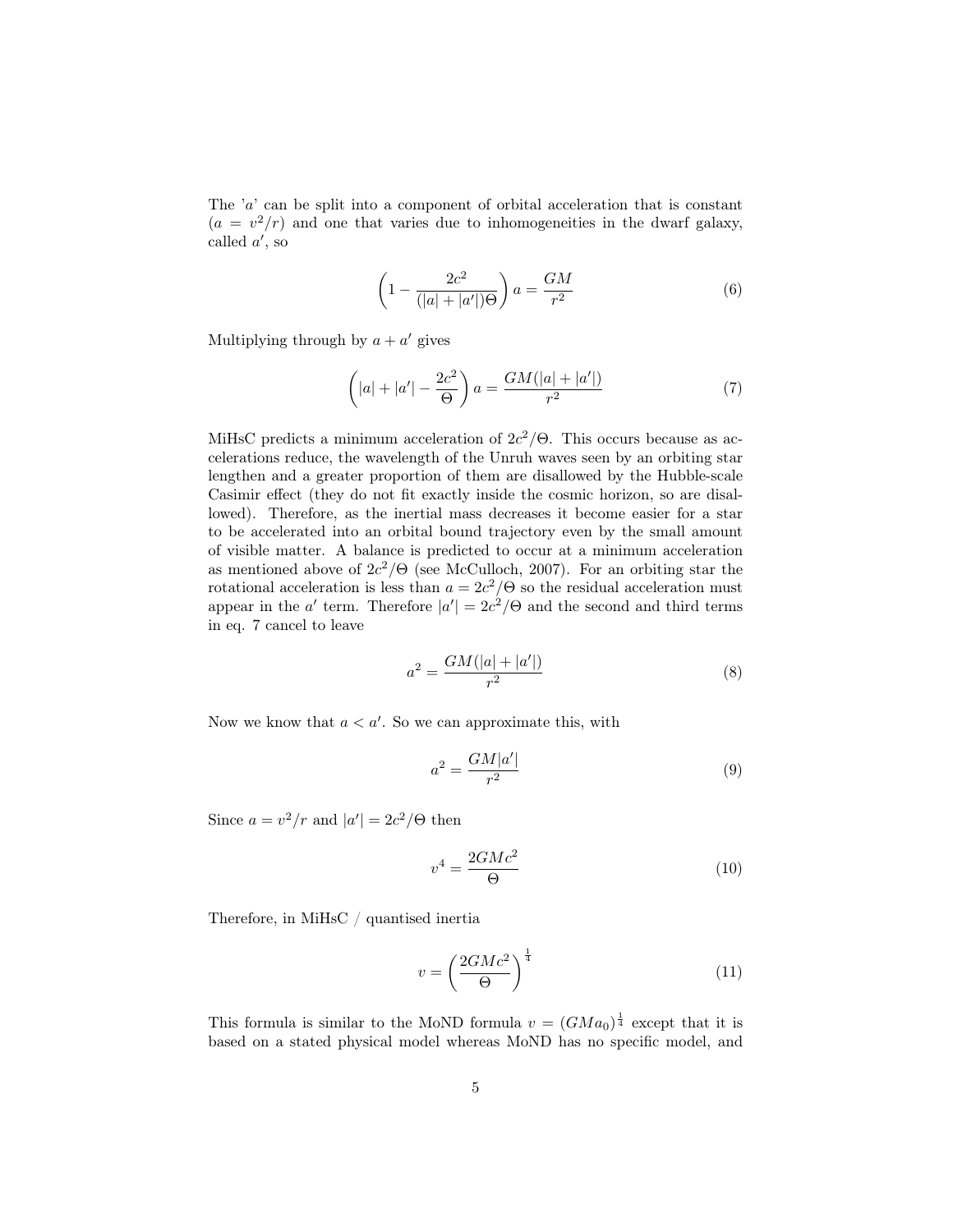The '$a$' can be split into a component of orbital acceleration that is constant ($a = v^2/r$) and one that varies due to inhomogeneities in the dwarf galaxy, called $a'$, so

$$\left(1 - \frac{2c^2}{(|a| + |a'|)\Theta}\right) a = \frac{GM}{r^2} \tag{6}$$

Multiplying through by $a + a'$ gives

$$\left(|a| + |a'| - \frac{2c^2}{\Theta}\right) a = \frac{GM(|a| + |a'|)}{r^2} \tag{7}$$

MiHsC predicts a minimum acceleration of $2c^2/\Theta$. This occurs because as accelerations reduce, the wavelength of the Unruh waves seen by an orbiting star lengthen and a greater proportion of them are disallowed by the Hubble-scale Casimir effect (they do not fit exactly inside the cosmic horizon, so are disallowed). Therefore, as the inertial mass decreases it become easier for a star to be accelerated into an orbital bound trajectory even by the small amount of visible matter. A balance is predicted to occur at a minimum acceleration as mentioned above of $2c^2/\Theta$ (see McCulloch, 2007). For an orbiting star the rotational acceleration is less than $a = 2c^2/\Theta$ so the residual acceleration must appear in the $a'$ term. Therefore $|a'| = 2c^2/\Theta$ and the second and third terms in eq. 7 cancel to leave

$$a^2 = \frac{GM(|a| + |a'|)}{r^2} \tag{8}$$

Now we know that $a < a'$. So we can approximate this, with

$$a^2 = \frac{GM|a'|}{r^2} \tag{9}$$

Since $a = v^2/r$ and $|a'| = 2c^2/\Theta$ then

$$v^4 = \frac{2GMc^2}{\Theta} \tag{10}$$

Therefore, in MiHsC / quantised inertia

$$v = \left(\frac{2GMc^2}{\Theta}\right)^{\frac{1}{4}} \tag{11}$$

This formula is similar to the MoND formula $v = (GMa_0)^{\frac{1}{4}}$ except that it is based on a stated physical model whereas MoND has no specific model, and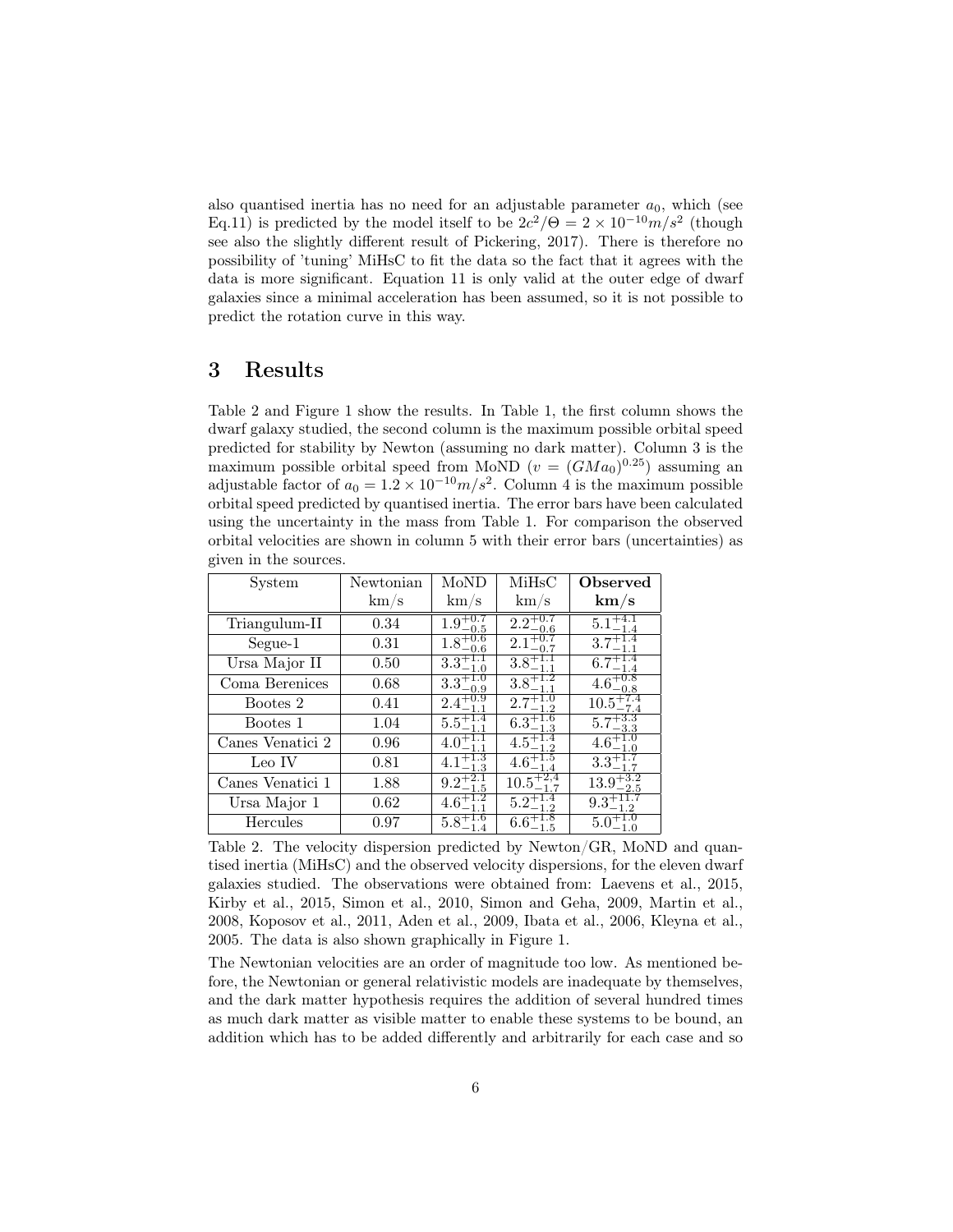also quantised inertia has no need for an adjustable parameter $a_0$, which (see Eq.11) is predicted by the model itself to be $2c^2/\Theta = 2 \times 10^{-10} m/s^2$ (though see also the slightly different result of Pickering, 2017). There is therefore no possibility of 'tuning' MiHsC to fit the data so the fact that it agrees with the data is more significant. Equation 11 is only valid at the outer edge of dwarf galaxies since a minimal acceleration has been assumed, so it is not possible to predict the rotation curve in this way.

## 3 Results

Table 2 and Figure 1 show the results. In Table 1, the first column shows the dwarf galaxy studied, the second column is the maximum possible orbital speed predicted for stability by Newton (assuming no dark matter). Column 3 is the maximum possible orbital speed from MoND ($v = (GMa_0)^{0.25}$) assuming an adjustable factor of $a_0 = 1.2 \times 10^{-10} m/s^2$. Column 4 is the maximum possible orbital speed predicted by quantised inertia. The error bars have been calculated using the uncertainty in the mass from Table 1. For comparison the observed orbital velocities are shown in column 5 with their error bars (uncertainties) as given in the sources.

| System | Newtonian km/s | MoND km/s | MiHsC km/s | **Observed km/s** |
|---|---|---|---|---|
| Triangulum-II | 0.34 | $1.9^{+0.7}_{-0.5}$ | $2.2^{+0.7}_{-0.6}$ | $5.1^{+4.1}_{-1.4}$ |
| Segue-1 | 0.31 | $1.8^{+0.6}_{-0.6}$ | $2.1^{+0.7}_{-0.7}$ | $3.7^{+1.4}_{-1.1}$ |
| Ursa Major II | 0.50 | $3.3^{+1.1}_{-1.0}$ | $3.8^{+1.1}_{-1.1}$ | $6.7^{+1.4}_{-1.4}$ |
| Coma Berenices | 0.68 | $3.3^{+1.0}_{-0.9}$ | $3.8^{+1.2}_{-1.1}$ | $4.6^{+0.8}_{-0.8}$ |
| Bootes 2 | 0.41 | $2.4^{+0.9}_{-1.1}$ | $2.7^{+1.0}_{-1.2}$ | $10.5^{+7.4}_{-7.4}$ |
| Bootes 1 | 1.04 | $5.5^{+1.4}_{-1.1}$ | $6.3^{+1.6}_{-1.3}$ | $5.7^{+3.3}_{-3.3}$ |
| Canes Venatici 2 | 0.96 | $4.0^{+1.1}_{-1.1}$ | $4.5^{+1.4}_{-1.2}$ | $4.6^{+1.0}_{-1.0}$ |
| Leo IV | 0.81 | $4.1^{+1.3}_{-1.3}$ | $4.6^{+1.5}_{-1.4}$ | $3.3^{+1.7}_{-1.7}$ |
| Canes Venatici 1 | 1.88 | $9.2^{+2.1}_{-1.5}$ | $10.5^{+2.4}_{-1.7}$ | $13.9^{+3.2}_{-2.5}$ |
| Ursa Major 1 | 0.62 | $4.6^{+1.2}_{-1.1}$ | $5.2^{+1.4}_{-1.2}$ | $9.3^{+11.7}_{-1.2}$ |
| Hercules | 0.97 | $5.8^{+1.6}_{-1.4}$ | $6.6^{+1.8}_{-1.5}$ | $5.0^{+1.0}_{-1.0}$ |

Table 2. The velocity dispersion predicted by Newton/GR, MoND and quantised inertia (MiHsC) and the observed velocity dispersions, for the eleven dwarf galaxies studied. The observations were obtained from: Laevens et al., 2015, Kirby et al., 2015, Simon et al., 2010, Simon and Geha, 2009, Martin et al., 2008, Koposov et al., 2011, Aden et al., 2009, Ibata et al., 2006, Kleyna et al., 2005. The data is also shown graphically in Figure 1.

The Newtonian velocities are an order of magnitude too low. As mentioned before, the Newtonian or general relativistic models are inadequate by themselves, and the dark matter hypothesis requires the addition of several hundred times as much dark matter as visible matter to enable these systems to be bound, an addition which has to be added differently and arbitrarily for each case and so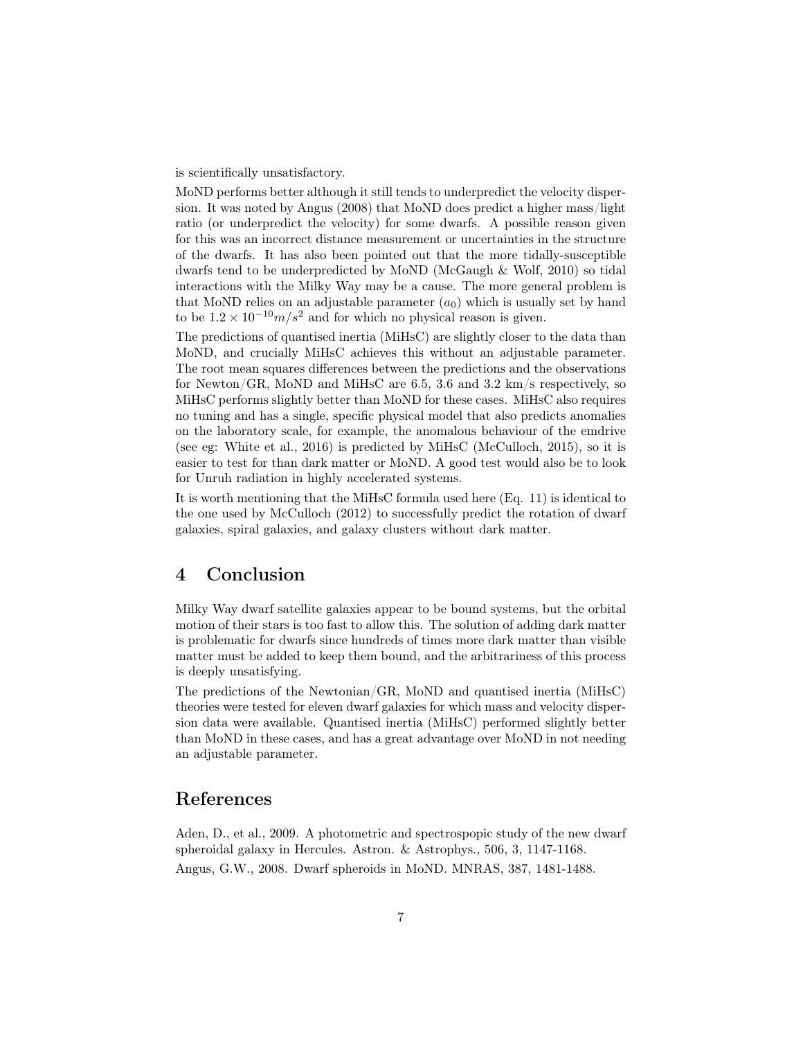is scientifically unsatisfactory.

MoND performs better although it still tends to underpredict the velocity dispersion. It was noted by Angus (2008) that MoND does predict a higher mass/light ratio (or underpredict the velocity) for some dwarfs. A possible reason given for this was an incorrect distance measurement or uncertainties in the structure of the dwarfs. It has also been pointed out that the more tidally-susceptible dwarfs tend to be underpredicted by MoND (McGaugh & Wolf, 2010) so tidal interactions with the Milky Way may be a cause. The more general problem is that MoND relies on an adjustable parameter ($a_0$) which is usually set by hand to be $1.2 \times 10^{-10} m/s^2$ and for which no physical reason is given.

The predictions of quantised inertia (MiHsC) are slightly closer to the data than MoND, and crucially MiHsC achieves this without an adjustable parameter. The root mean squares differences between the predictions and the observations for Newton/GR, MoND and MiHsC are 6.5, 3.6 and 3.2 km/s respectively, so MiHsC performs slightly better than MoND for these cases. MiHsC also requires no tuning and has a single, specific physical model that also predicts anomalies on the laboratory scale, for example, the anomalous behaviour of the emdrive (see eg: White et al., 2016) is predicted by MiHsC (McCulloch, 2015), so it is easier to test for than dark matter or MoND. A good test would also be to look for Unruh radiation in highly accelerated systems.

It is worth mentioning that the MiHsC formula used here (Eq. 11) is identical to the one used by McCulloch (2012) to successfully predict the rotation of dwarf galaxies, spiral galaxies, and galaxy clusters without dark matter.

## 4 Conclusion

Milky Way dwarf satellite galaxies appear to be bound systems, but the orbital motion of their stars is too fast to allow this. The solution of adding dark matter is problematic for dwarfs since hundreds of times more dark matter than visible matter must be added to keep them bound, and the arbitrariness of this process is deeply unsatisfying.

The predictions of the Newtonian/GR, MoND and quantised inertia (MiHsC) theories were tested for eleven dwarf galaxies for which mass and velocity dispersion data were available. Quantised inertia (MiHsC) performed slightly better than MoND in these cases, and has a great advantage over MoND in not needing an adjustable parameter.

## References

Aden, D., et al., 2009. A photometric and spectrospopic study of the new dwarf spheroidal galaxy in Hercules. Astron. & Astrophys., 506, 3, 1147-1168.

Angus, G.W., 2008. Dwarf spheroids in MoND. MNRAS, 387, 1481-1488.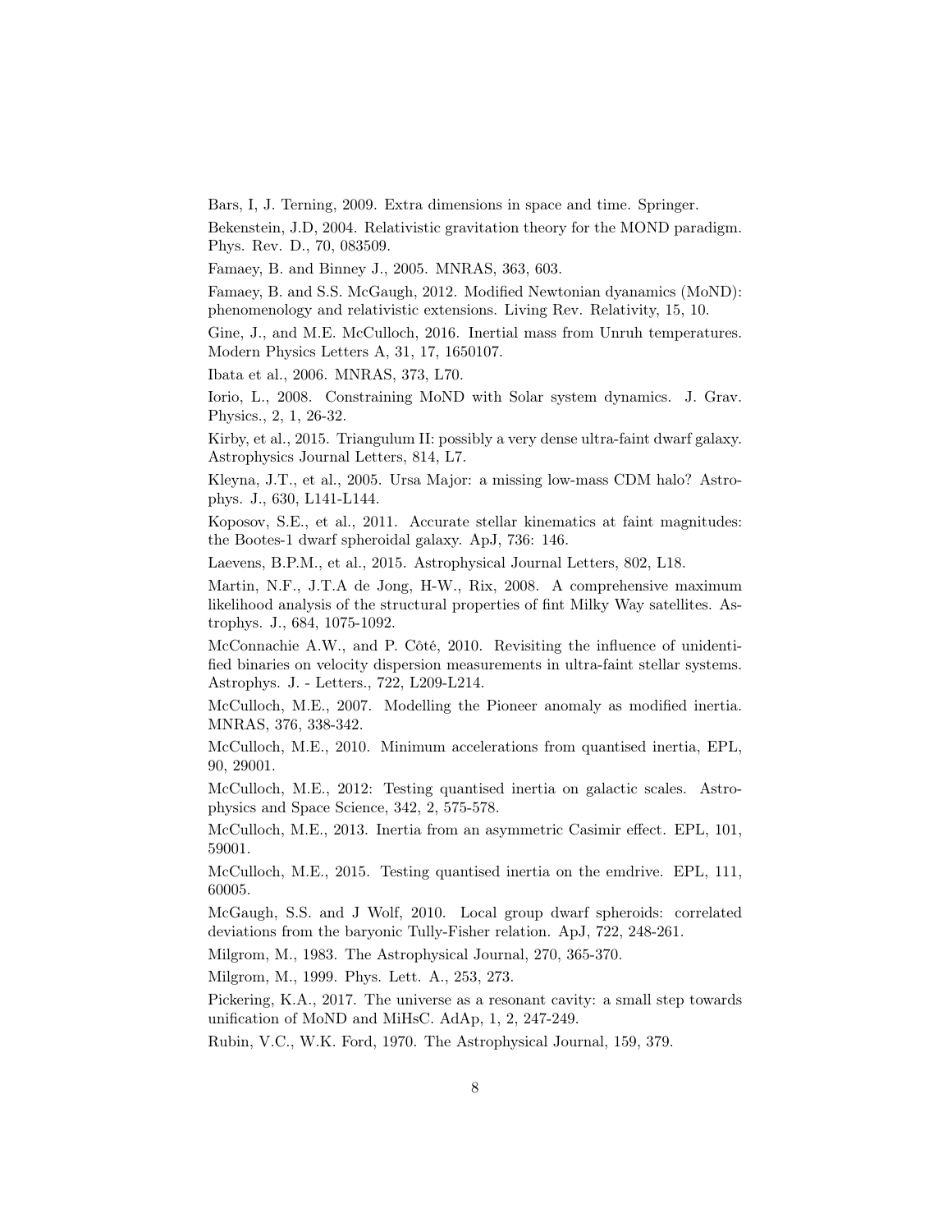Bars, I, J. Terning, 2009. Extra dimensions in space and time. Springer.

Bekenstein, J.D, 2004. Relativistic gravitation theory for the MOND paradigm. Phys. Rev. D., 70, 083509.

Famaey, B. and Binney J., 2005. MNRAS, 363, 603.

Famaey, B. and S.S. McGaugh, 2012. Modified Newtonian dyanamics (MoND): phenomenology and relativistic extensions. Living Rev. Relativity, 15, 10.

Gine, J., and M.E. McCulloch, 2016. Inertial mass from Unruh temperatures. Modern Physics Letters A, 31, 17, 1650107.

Ibata et al., 2006. MNRAS, 373, L70.

Iorio, L., 2008. Constraining MoND with Solar system dynamics. J. Grav. Physics., 2, 1, 26-32.

Kirby, et al., 2015. Triangulum II: possibly a very dense ultra-faint dwarf galaxy. Astrophysics Journal Letters, 814, L7.

Kleyna, J.T., et al., 2005. Ursa Major: a missing low-mass CDM halo? Astrophys. J., 630, L141-L144.

Koposov, S.E., et al., 2011. Accurate stellar kinematics at faint magnitudes: the Bootes-1 dwarf spheroidal galaxy. ApJ, 736: 146.

Laevens, B.P.M., et al., 2015. Astrophysical Journal Letters, 802, L18.

Martin, N.F., J.T.A de Jong, H-W., Rix, 2008. A comprehensive maximum likelihood analysis of the structural properties of fint Milky Way satellites. Astrophys. J., 684, 1075-1092.

McConnachie A.W., and P. Côté, 2010. Revisiting the influence of unidentified binaries on velocity dispersion measurements in ultra-faint stellar systems. Astrophys. J. - Letters., 722, L209-L214.

McCulloch, M.E., 2007. Modelling the Pioneer anomaly as modified inertia. MNRAS, 376, 338-342.

McCulloch, M.E., 2010. Minimum accelerations from quantised inertia, EPL, 90, 29001.

McCulloch, M.E., 2012: Testing quantised inertia on galactic scales. Astrophysics and Space Science, 342, 2, 575-578.

McCulloch, M.E., 2013. Inertia from an asymmetric Casimir effect. EPL, 101, 59001.

McCulloch, M.E., 2015. Testing quantised inertia on the emdrive. EPL, 111, 60005.

McGaugh, S.S. and J Wolf, 2010. Local group dwarf spheroids: correlated deviations from the baryonic Tully-Fisher relation. ApJ, 722, 248-261.

Milgrom, M., 1983. The Astrophysical Journal, 270, 365-370.

Milgrom, M., 1999. Phys. Lett. A., 253, 273.

Pickering, K.A., 2017. The universe as a resonant cavity: a small step towards unification of MoND and MiHsC. AdAp, 1, 2, 247-249.

Rubin, V.C., W.K. Ford, 1970. The Astrophysical Journal, 159, 379.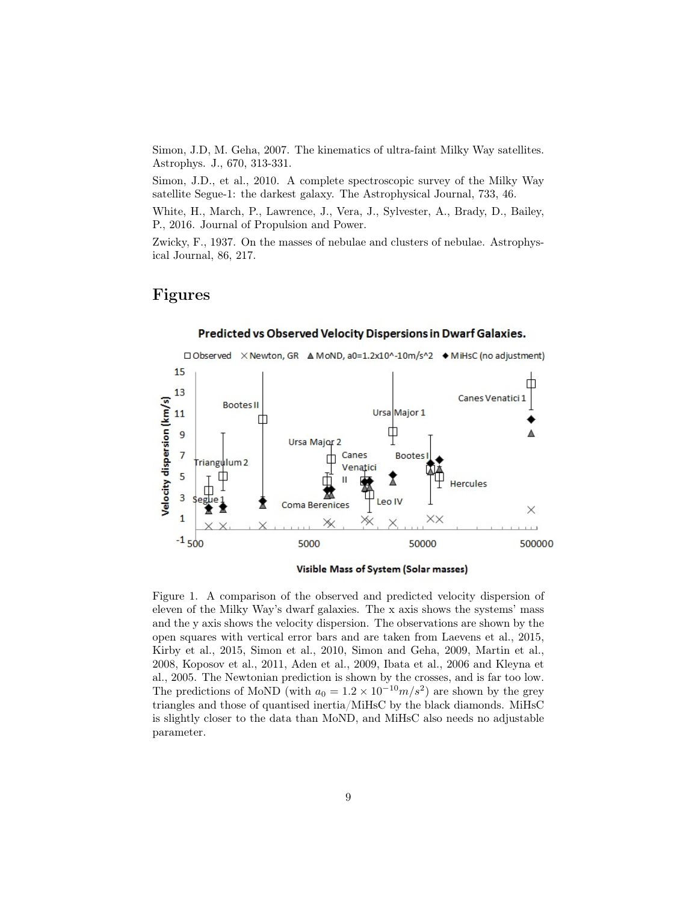Simon, J.D, M. Geha, 2007. The kinematics of ultra-faint Milky Way satellites. Astrophys. J., 670, 313-331.

Simon, J.D., et al., 2010. A complete spectroscopic survey of the Milky Way satellite Segue-1: the darkest galaxy. The Astrophysical Journal, 733, 46.

White, H., March, P., Lawrence, J., Vera, J., Sylvester, A., Brady, D., Bailey, P., 2016. Journal of Propulsion and Power.

Zwicky, F., 1937. On the masses of nebulae and clusters of nebulae. Astrophysical Journal, 86, 217.

## Figures

Predicted vs Observed Velocity Dispersions in Dwarf Galaxies.

□ Observed × Newton, GR ▲ MoND, a0=1.2x10^-10m/s^2 ◆ MiHsC (no adjustment)

Velocity dispersion (km/s)

15, 13, 11, 9, 7, 5, 3, 1, -1

Bootes II, Triangulum 2, Segue 1, Ursa Major 2, Canes Venatici II, Coma Berenices, Ursa Major 1, Leo IV, Bootes I, Hercules, Canes Venatici 1

500, 5000, 50000, 500000

Visible Mass of System (Solar masses)

Figure 1. A comparison of the observed and predicted velocity dispersion of eleven of the Milky Way's dwarf galaxies. The x axis shows the systems' mass and the y axis shows the velocity dispersion. The observations are shown by the open squares with vertical error bars and are taken from Laevens et al., 2015, Kirby et al., 2015, Simon et al., 2010, Simon and Geha, 2009, Martin et al., 2008, Koposov et al., 2011, Aden et al., 2009, Ibata et al., 2006 and Kleyna et al., 2005. The Newtonian prediction is shown by the crosses, and is far too low. The predictions of MoND (with $a_0 = 1.2 \times 10^{-10} m/s^2$) are shown by the grey triangles and those of quantised inertia/MiHsC by the black diamonds. MiHsC is slightly closer to the data than MoND, and MiHsC also needs no adjustable parameter.